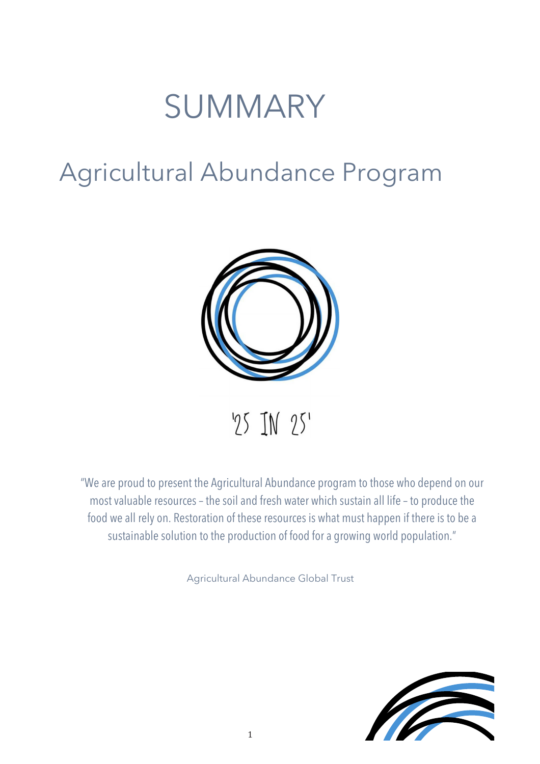# SUMMARY

## Agricultural Abundance Program

'25 IN 25'

"We are proud to present the Agricultural Abundance program to those who depend on our most valuable resources – the soil and fresh water which sustain all life – to produce the food we all rely on. Restoration of these resources is what must happen if there is to be a sustainable solution to the production of food for a growing world population."

Agricultural Abundance Global Trust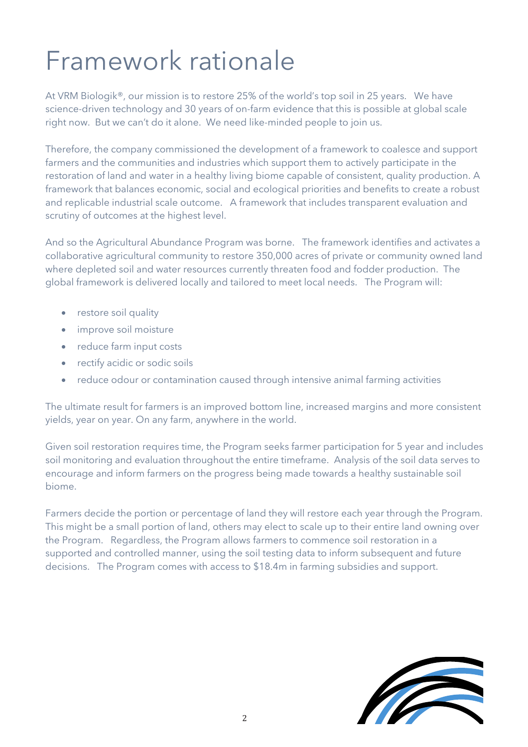# Framework rationale

At VRM Biologik®, our mission is to restore 25% of the world's top soil in 25 years. We have science-driven technology and 30 years of on-farm evidence that this is possible at global scale right now. But we can't do it alone. We need like-minded people to join us.

Therefore, the company commissioned the development of a framework to coalesce and support farmers and the communities and industries which support them to actively participate in the restoration of land and water in a healthy living biome capable of consistent, quality production. A framework that balances economic, social and ecological priorities and benefits to create a robust and replicable industrial scale outcome. A framework that includes transparent evaluation and scrutiny of outcomes at the highest level.

And so the Agricultural Abundance Program was borne. The framework identifies and activates a collaborative agricultural community to restore 350,000 acres of private or community owned land where depleted soil and water resources currently threaten food and fodder production. The global framework is delivered locally and tailored to meet local needs. The Program will:

- restore soil quality
- improve soil moisture
- reduce farm input costs
- rectify acidic or sodic soils
- reduce odour or contamination caused through intensive animal farming activities

The ultimate result for farmers is an improved bottom line, increased margins and more consistent yields, year on year. On any farm, anywhere in the world.

Given soil restoration requires time, the Program seeks farmer participation for 5 year and includes soil monitoring and evaluation throughout the entire timeframe. Analysis of the soil data serves to encourage and inform farmers on the progress being made towards a healthy sustainable soil biome.

Farmers decide the portion or percentage of land they will restore each year through the Program. This might be a small portion of land, others may elect to scale up to their entire land owning over the Program. Regardless, the Program allows farmers to commence soil restoration in a supported and controlled manner, using the soil testing data to inform subsequent and future decisions. The Program comes with access to $18.4m in farming subsidies and support.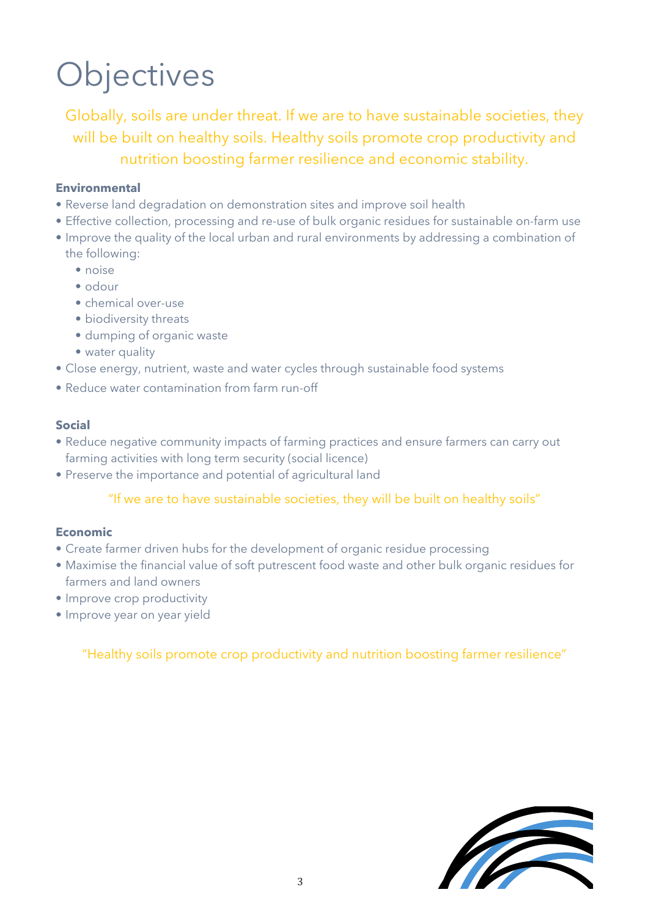# Objectives

Globally, soils are under threat. If we are to have sustainable societies, they will be built on healthy soils. Healthy soils promote crop productivity and nutrition boosting farmer resilience and economic stability.

**Environmental**

- Reverse land degradation on demonstration sites and improve soil health
- Effective collection, processing and re-use of bulk organic residues for sustainable on-farm use
- Improve the quality of the local urban and rural environments by addressing a combination of the following:
  - noise
  - odour
  - chemical over-use
  - biodiversity threats
  - dumping of organic waste
  - water quality
- Close energy, nutrient, waste and water cycles through sustainable food systems
- Reduce water contamination from farm run-off

**Social**

- Reduce negative community impacts of farming practices and ensure farmers can carry out farming activities with long term security (social licence)
- Preserve the importance and potential of agricultural land

"If we are to have sustainable societies, they will be built on healthy soils"

**Economic**

- Create farmer driven hubs for the development of organic residue processing
- Maximise the financial value of soft putrescent food waste and other bulk organic residues for farmers and land owners
- Improve crop productivity
- Improve year on year yield

"Healthy soils promote crop productivity and nutrition boosting farmer resilience"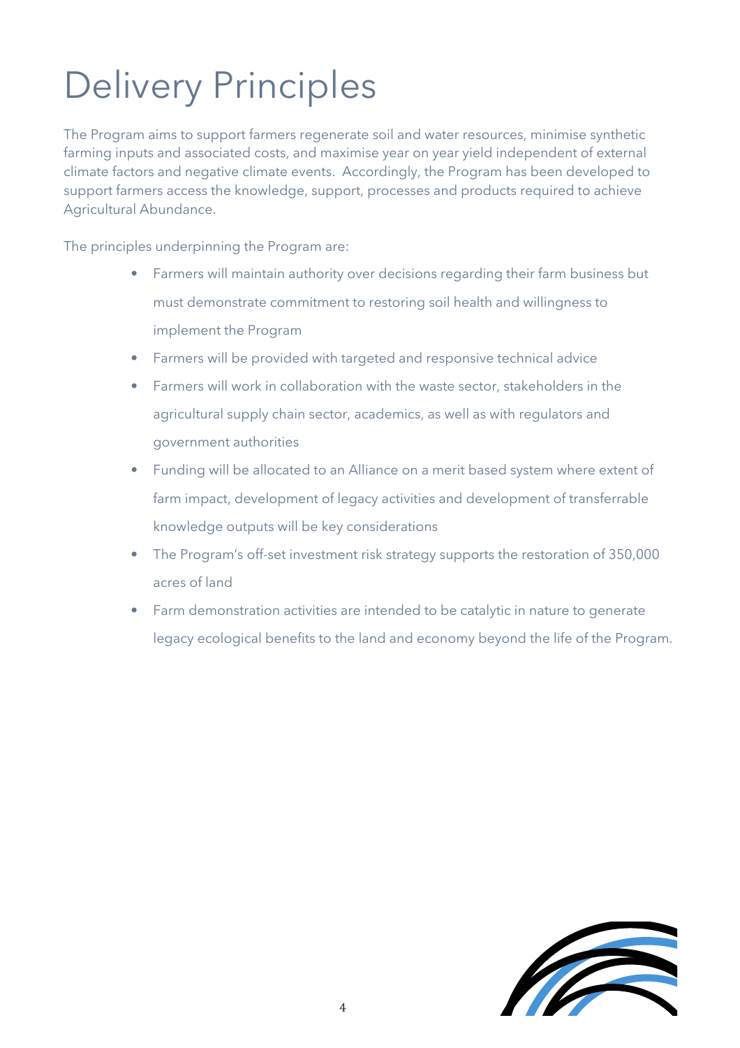# Delivery Principles

The Program aims to support farmers regenerate soil and water resources, minimise synthetic farming inputs and associated costs, and maximise year on year yield independent of external climate factors and negative climate events. Accordingly, the Program has been developed to support farmers access the knowledge, support, processes and products required to achieve Agricultural Abundance.

The principles underpinning the Program are:

- Farmers will maintain authority over decisions regarding their farm business but must demonstrate commitment to restoring soil health and willingness to implement the Program
- Farmers will be provided with targeted and responsive technical advice
- Farmers will work in collaboration with the waste sector, stakeholders in the agricultural supply chain sector, academics, as well as with regulators and government authorities
- Funding will be allocated to an Alliance on a merit based system where extent of farm impact, development of legacy activities and development of transferrable knowledge outputs will be key considerations
- The Program's off-set investment risk strategy supports the restoration of 350,000 acres of land
- Farm demonstration activities are intended to be catalytic in nature to generate legacy ecological benefits to the land and economy beyond the life of the Program.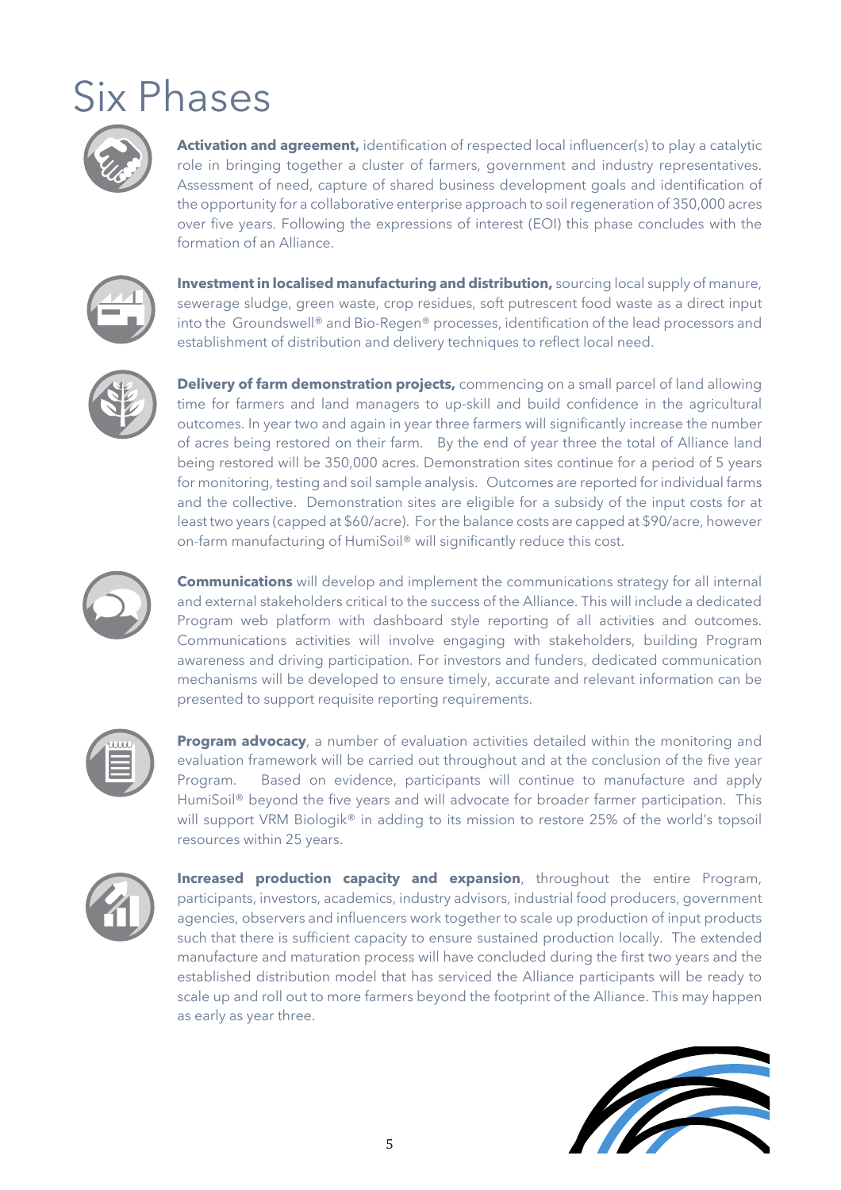# Six Phases

**Activation and agreement,** identification of respected local influencer(s) to play a catalytic role in bringing together a cluster of farmers, government and industry representatives. Assessment of need, capture of shared business development goals and identification of the opportunity for a collaborative enterprise approach to soil regeneration of 350,000 acres over five years. Following the expressions of interest (EOI) this phase concludes with the formation of an Alliance.

**Investment in localised manufacturing and distribution,** sourcing local supply of manure, sewerage sludge, green waste, crop residues, soft putrescent food waste as a direct input into the Groundswell® and Bio-Regen® processes, identification of the lead processors and establishment of distribution and delivery techniques to reflect local need.

**Delivery of farm demonstration projects,** commencing on a small parcel of land allowing time for farmers and land managers to up-skill and build confidence in the agricultural outcomes. In year two and again in year three farmers will significantly increase the number of acres being restored on their farm. By the end of year three the total of Alliance land being restored will be 350,000 acres. Demonstration sites continue for a period of 5 years for monitoring, testing and soil sample analysis. Outcomes are reported for individual farms and the collective. Demonstration sites are eligible for a subsidy of the input costs for at least two years (capped at $60/acre). For the balance costs are capped at $90/acre, however on-farm manufacturing of HumiSoil® will significantly reduce this cost.

**Communications** will develop and implement the communications strategy for all internal and external stakeholders critical to the success of the Alliance. This will include a dedicated Program web platform with dashboard style reporting of all activities and outcomes. Communications activities will involve engaging with stakeholders, building Program awareness and driving participation. For investors and funders, dedicated communication mechanisms will be developed to ensure timely, accurate and relevant information can be presented to support requisite reporting requirements.

**Program advocacy**, a number of evaluation activities detailed within the monitoring and evaluation framework will be carried out throughout and at the conclusion of the five year Program. Based on evidence, participants will continue to manufacture and apply HumiSoil® beyond the five years and will advocate for broader farmer participation. This will support VRM Biologik® in adding to its mission to restore 25% of the world's topsoil resources within 25 years.

**Increased production capacity and expansion**, throughout the entire Program, participants, investors, academics, industry advisors, industrial food producers, government agencies, observers and influencers work together to scale up production of input products such that there is sufficient capacity to ensure sustained production locally. The extended manufacture and maturation process will have concluded during the first two years and the established distribution model that has serviced the Alliance participants will be ready to scale up and roll out to more farmers beyond the footprint of the Alliance. This may happen as early as year three.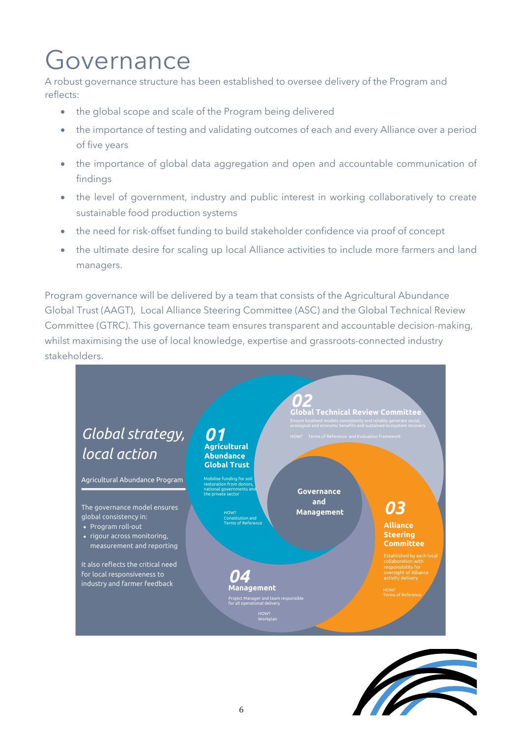# Governance

A robust governance structure has been established to oversee delivery of the Program and reflects:

- the global scope and scale of the Program being delivered
- the importance of testing and validating outcomes of each and every Alliance over a period of five years
- the importance of global data aggregation and open and accountable communication of findings
- the level of government, industry and public interest in working collaboratively to create sustainable food production systems
- the need for risk-offset funding to build stakeholder confidence via proof of concept
- the ultimate desire for scaling up local Alliance activities to include more farmers and land managers.

Program governance will be delivered by a team that consists of the Agricultural Abundance Global Trust (AAGT), Local Alliance Steering Committee (ASC) and the Global Technical Review Committee (GTRC). This governance team ensures transparent and accountable decision-making, whilst maximising the use of local knowledge, expertise and grassroots-connected industry stakeholders.

*Global strategy, local action*

Agricultural Abundance Program

The governance model ensures global consistency in:

- Program roll-out
- rigour across monitoring, measurement and reporting

It also reflects the critical need for local responsiveness to industry and farmer feedback

**Governance and Management**

**01 Agricultural Abundance Global Trust**
Mobilise funding for soil restoration from donors, national governments and the private sector
HOW? Constitution and Terms of Reference

**02 Global Technical Review Committee**
Ensure localised models consistently and reliably generate social, ecological and economc benefits and sustained ecosystem recovery
HOW? Terms of Reference and Evaluation Framework

**03 Alliance Steering Committee**
Established by each local collaboration with responsibility for oversight of Alliance activity delivery
HOW? Terms of Reference

**04 Management**
Project Manager and team responsible for all operational delivery
HOW? Workplan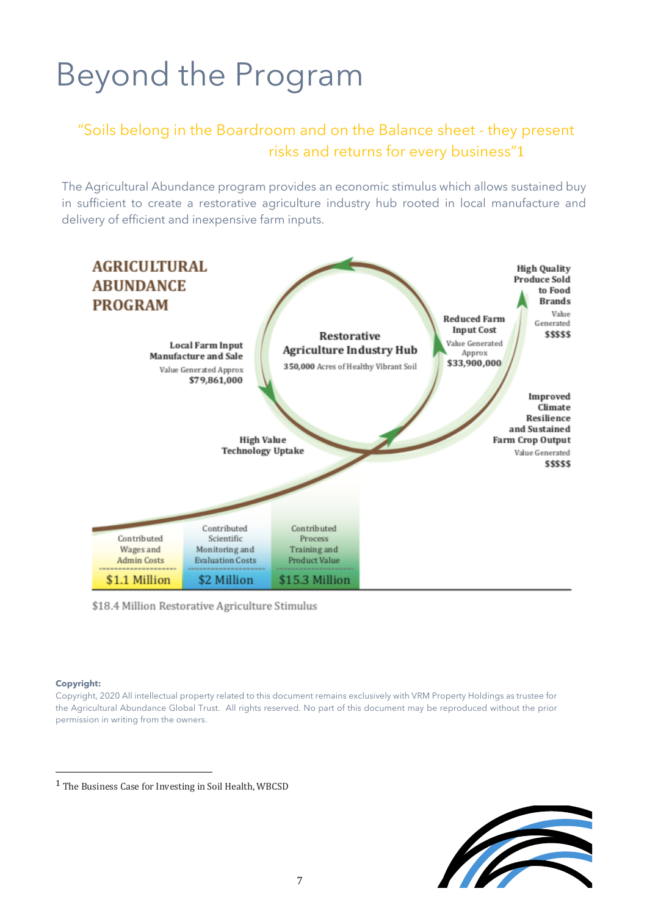# Beyond the Program

"Soils belong in the Boardroom and on the Balance sheet - they present risks and returns for every business"[1]

The Agricultural Abundance program provides an economic stimulus which allows sustained buy in sufficient to create a restorative agriculture industry hub rooted in local manufacture and delivery of efficient and inexpensive farm inputs.

AGRICULTURAL ABUNDANCE PROGRAM

Restorative Agriculture Industry Hub
350,000 Acres of Healthy Vibrant Soil

Local Farm Input Manufacture and Sale
Value Generated Approx
$79,861,000

Reduced Farm Input Cost
Value Generated Approx
$33,900,000

High Quality Produce Sold to Food Brands
Value Generated
$$$$$

Improved Climate Resilience and Sustained Farm Crop Output
Value Generated
$$$$$

High Value Technology Uptake

Contributed Wages and Admin Costs
$1.1 Million

Contributed Scientific Monitoring and Evaluation Costs
$2 Million

Contributed Process Training and Product Value
$15.3 Million

$18.4 Million Restorative Agriculture Stimulus

**Copyright:**

Copyright, 2020 All intellectual property related to this document remains exclusively with VRM Property Holdings as trustee for the Agricultural Abundance Global Trust. All rights reserved. No part of this document may be reproduced without the prior permission in writing from the owners.

[1] The Business Case for Investing in Soil Health, WBCSD